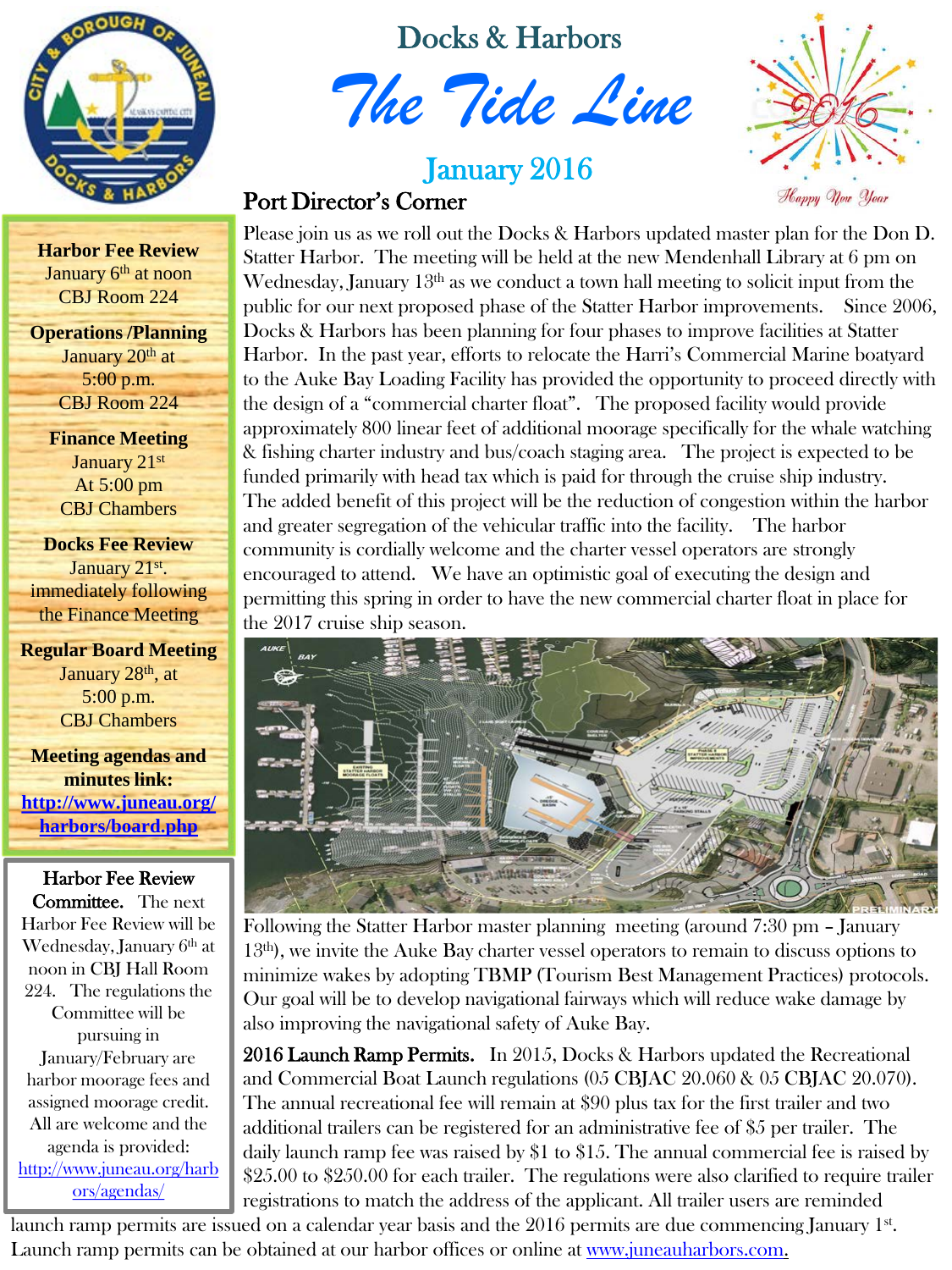# Docks & Harbors

# *The Tide Line*

## January 2016

**Harbor Fee Review**
January 6th at noon
CBJ Room 224

**Operations /Planning**
January 20th at
5:00 p.m.
CBJ Room 224

**Finance Meeting**
January 21st
At 5:00 pm
CBJ Chambers

**Docks Fee Review**
January 21st,
immediately following
the Finance Meeting

**Regular Board Meeting**
January 28th, at
5:00 p.m.
CBJ Chambers

**Meeting agendas and minutes link:**
**http://www.juneau.org/harbors/board.php**

**Harbor Fee Review Committee.** The next Harbor Fee Review will be Wednesday, January 6th at noon in CBJ Hall Room 224. The regulations the Committee will be pursuing in January/February are harbor moorage fees and assigned moorage credit. All are welcome and the agenda is provided: http://www.juneau.org/harbors/agendas/

## Port Director's Corner

Please join us as we roll out the Docks & Harbors updated master plan for the Don D. Statter Harbor. The meeting will be held at the new Mendenhall Library at 6 pm on Wednesday, January 13th as we conduct a town hall meeting to solicit input from the public for our next proposed phase of the Statter Harbor improvements. Since 2006, Docks & Harbors has been planning for four phases to improve facilities at Statter Harbor. In the past year, efforts to relocate the Harri's Commercial Marine boatyard to the Auke Bay Loading Facility has provided the opportunity to proceed directly with the design of a "commercial charter float". The proposed facility would provide approximately 800 linear feet of additional moorage specifically for the whale watching & fishing charter industry and bus/coach staging area. The project is expected to be funded primarily with head tax which is paid for through the cruise ship industry. The added benefit of this project will be the reduction of congestion within the harbor and greater segregation of the vehicular traffic into the facility. The harbor community is cordially welcome and the charter vessel operators are strongly encouraged to attend. We have an optimistic goal of executing the design and permitting this spring in order to have the new commercial charter float in place for the 2017 cruise ship season.

Following the Statter Harbor master planning meeting (around 7:30 pm – January 13th), we invite the Auke Bay charter vessel operators to remain to discuss options to minimize wakes by adopting TBMP (Tourism Best Management Practices) protocols. Our goal will be to develop navigational fairways which will reduce wake damage by also improving the navigational safety of Auke Bay.

**2016 Launch Ramp Permits.** In 2015, Docks & Harbors updated the Recreational and Commercial Boat Launch regulations (05 CBJAC 20.060 & 05 CBJAC 20.070). The annual recreational fee will remain at $90 plus tax for the first trailer and two additional trailers can be registered for an administrative fee of $5 per trailer. The daily launch ramp fee was raised by $1 to $15. The annual commercial fee is raised by $25.00 to $250.00 for each trailer. The regulations were also clarified to require trailer registrations to match the address of the applicant. All trailer users are reminded launch ramp permits are issued on a calendar year basis and the 2016 permits are due commencing January 1st. Launch ramp permits can be obtained at our harbor offices or online at www.juneauharbors.com.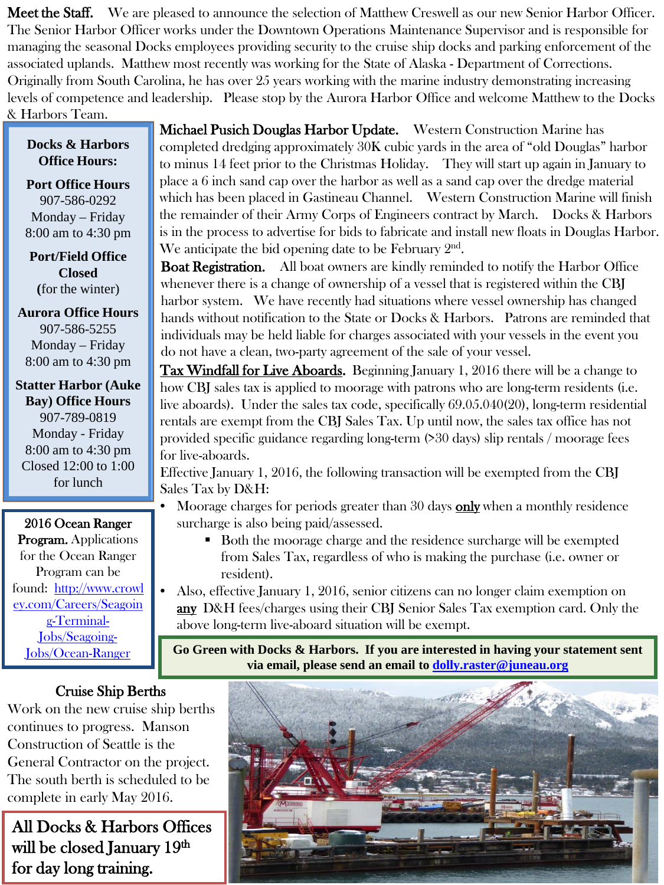**Meet the Staff.** We are pleased to announce the selection of Matthew Creswell as our new Senior Harbor Officer. The Senior Harbor Officer works under the Downtown Operations Maintenance Supervisor and is responsible for managing the seasonal Docks employees providing security to the cruise ship docks and parking enforcement of the associated uplands. Matthew most recently was working for the State of Alaska - Department of Corrections. Originally from South Carolina, he has over 25 years working with the marine industry demonstrating increasing levels of competence and leadership. Please stop by the Aurora Harbor Office and welcome Matthew to the Docks & Harbors Team.

**Docks & Harbors Office Hours:**

**Port Office Hours**
907-586-0292
Monday – Friday
8:00 am to 4:30 pm

**Port/Field Office Closed**
**(**for the winter)

**Aurora Office Hours**
907-586-5255
Monday – Friday
8:00 am to 4:30 pm

**Statter Harbor (Auke Bay) Office Hours**
907-789-0819
Monday - Friday
8:00 am to 4:30 pm
Closed 12:00 to 1:00 for lunch

**2016 Ocean Ranger Program.** Applications for the Ocean Ranger Program can be found: http://www.crowley.com/Careers/Seagoing-Terminal-Jobs/Seagoing-Jobs/Ocean-Ranger

**Michael Pusich Douglas Harbor Update.** Western Construction Marine has completed dredging approximately 30K cubic yards in the area of "old Douglas" harbor to minus 14 feet prior to the Christmas Holiday. They will start up again in January to place a 6 inch sand cap over the harbor as well as a sand cap over the dredge material which has been placed in Gastineau Channel. Western Construction Marine will finish the remainder of their Army Corps of Engineers contract by March. Docks & Harbors is in the process to advertise for bids to fabricate and install new floats in Douglas Harbor. We anticipate the bid opening date to be February 2nd.

**Boat Registration.** All boat owners are kindly reminded to notify the Harbor Office whenever there is a change of ownership of a vessel that is registered within the CBJ harbor system. We have recently had situations where vessel ownership has changed hands without notification to the State or Docks & Harbors. Patrons are reminded that individuals may be held liable for charges associated with your vessels in the event you do not have a clean, two-party agreement of the sale of your vessel.

**Tax Windfall for Live Aboards.** Beginning January 1, 2016 there will be a change to how CBJ sales tax is applied to moorage with patrons who are long-term residents (i.e. live aboards). Under the sales tax code, specifically 69.05.040(20), long-term residential rentals are exempt from the CBJ Sales Tax. Up until now, the sales tax office has not provided specific guidance regarding long-term (>30 days) slip rentals / moorage fees for live-aboards.

Effective January 1, 2016, the following transaction will be exempted from the CBJ Sales Tax by D&H:

- Moorage charges for periods greater than 30 days **only** when a monthly residence surcharge is also being paid/assessed.
  - Both the moorage charge and the residence surcharge will be exempted from Sales Tax, regardless of who is making the purchase (i.e. owner or resident).
- Also, effective January 1, 2016, senior citizens can no longer claim exemption on **any** D&H fees/charges using their CBJ Senior Sales Tax exemption card. Only the above long-term live-aboard situation will be exempt.

**Go Green with Docks & Harbors. If you are interested in having your statement sent via email, please send an email to dolly.raster@juneau.org**

## Cruise Ship Berths

Work on the new cruise ship berths continues to progress. Manson Construction of Seattle is the General Contractor on the project. The south berth is scheduled to be complete in early May 2016.

**All Docks & Harbors Offices will be closed January 19th for day long training.**